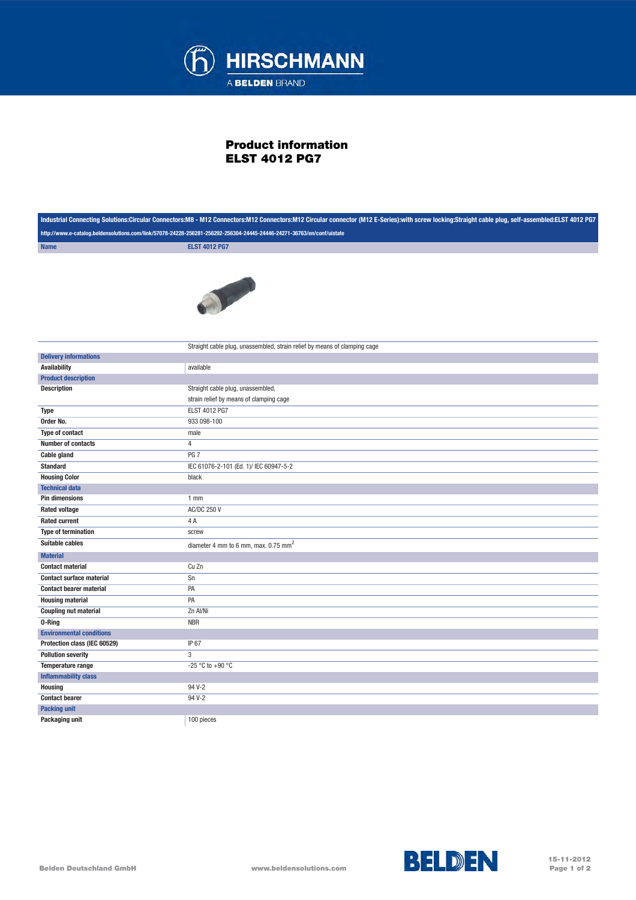# Product information
# ELST 4012 PG7

Industrial Connecting Solutions:Circular Connectors:M8 - M12 Connectors:M12 Connectors:M12 Circular connector (M12 E-Series):with screw locking:Straight cable plug, self-assembled:ELST 4012 PG7

http://www.e-catalog.beldensolutions.com/link/57078-24228-256281-256292-256304-24445-24446-24271-36763/en/conf/uistate

| Name | ELST 4012 PG7 |
|---|---|
| | Straight cable plug, unassembled, strain relief by means of clamping cage |
| **Delivery informations** | |
| Availability | available |
| **Product description** | |
| Description | Straight cable plug, unassembled, strain relief by means of clamping cage |
| Type | ELST 4012 PG7 |
| Order No. | 933 098-100 |
| Type of contact | male |
| Number of contacts | 4 |
| Cable gland | PG 7 |
| Standard | IEC 61076-2-101 (Ed. 1)/ IEC 60947-5-2 |
| Housing Color | black |
| **Technical data** | |
| Pin dimensions | 1 mm |
| Rated voltage | AC/DC 250 V |
| Rated current | 4 A |
| Type of termination | screw |
| Suitable cables | diameter 4 mm to 6 mm, max. 0.75 mm$^2$ |
| **Material** | |
| Contact material | Cu Zn |
| Contact surface material | Sn |
| Contact bearer material | PA |
| Housing material | PA |
| Coupling nut material | Zn Al/Ni |
| O-Ring | NBR |
| **Environmental conditions** | |
| Protection class (IEC 60529) | IP 67 |
| Pollution severity | 3 |
| Temperature range | -25 °C to +90 °C |
| **Inflammability class** | |
| Housing | 94 V-2 |
| Contact bearer | 94 V-2 |
| **Packing unit** | |
| Packaging unit | 100 pieces |

Belden Deutschland GmbH www.beldensolutions.com 15-11-2012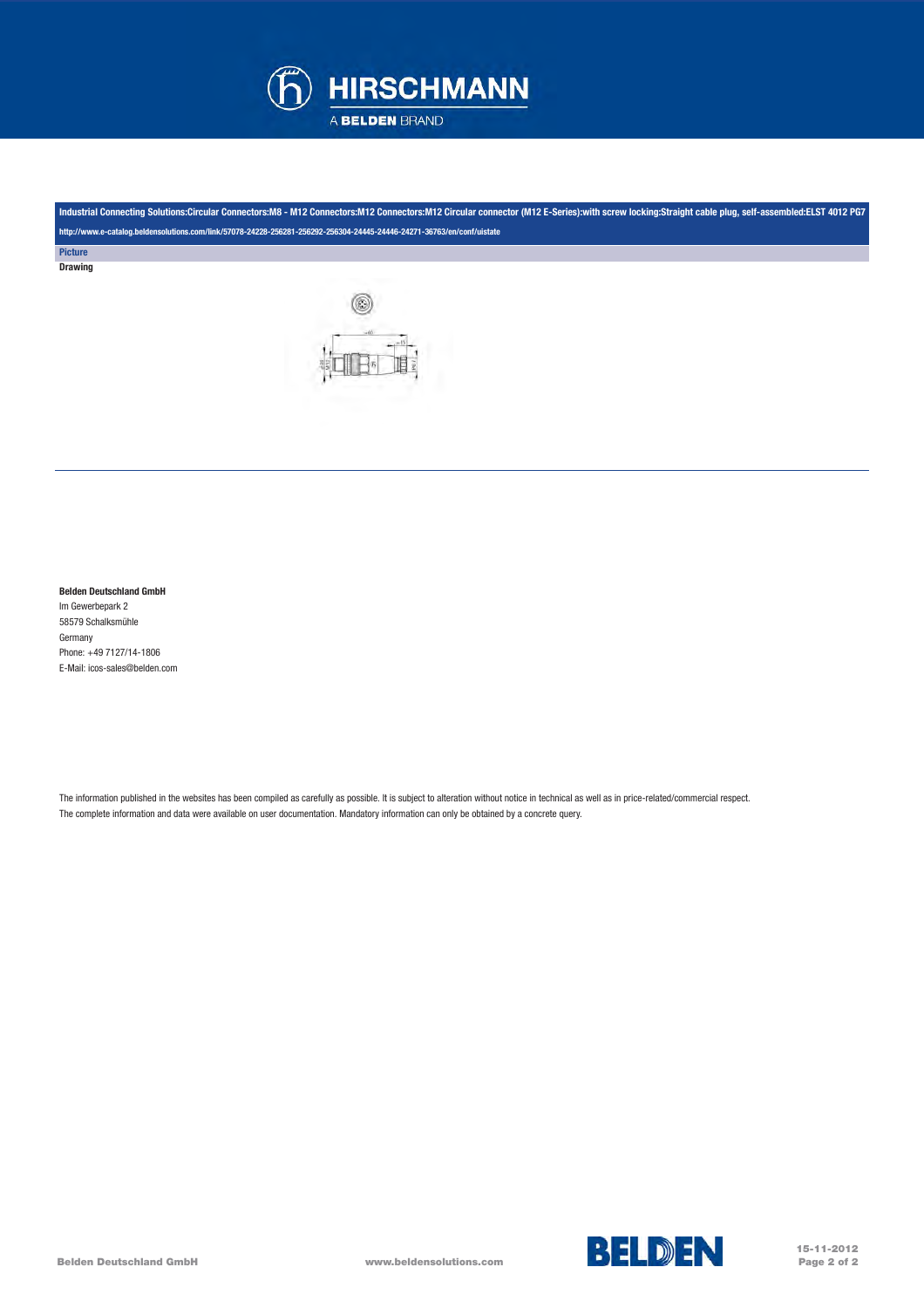**Industrial Connecting Solutions:Circular Connectors:M8 - M12 Connectors:M12 Connectors:M12 Circular connector (M12 E-Series):with screw locking:Straight cable plug, self-assembled:ELST 4012 PG7**

http://www.e-catalog.beldensolutions.com/link/57078-24228-256281-256292-256304-24445-24446-24271-36763/en/conf/uistate

**Picture**

**Drawing**

**Belden Deutschland GmbH**
Im Gewerbepark 2
58579 Schalksmühle
Germany
Phone: +49 7127/14-1806
E-Mail: icos-sales@belden.com

The information published in the websites has been compiled as carefully as possible. It is subject to alteration without notice in technical as well as in price-related/commercial respect.
The complete information and data were available on user documentation. Mandatory information can only be obtained by a concrete query.